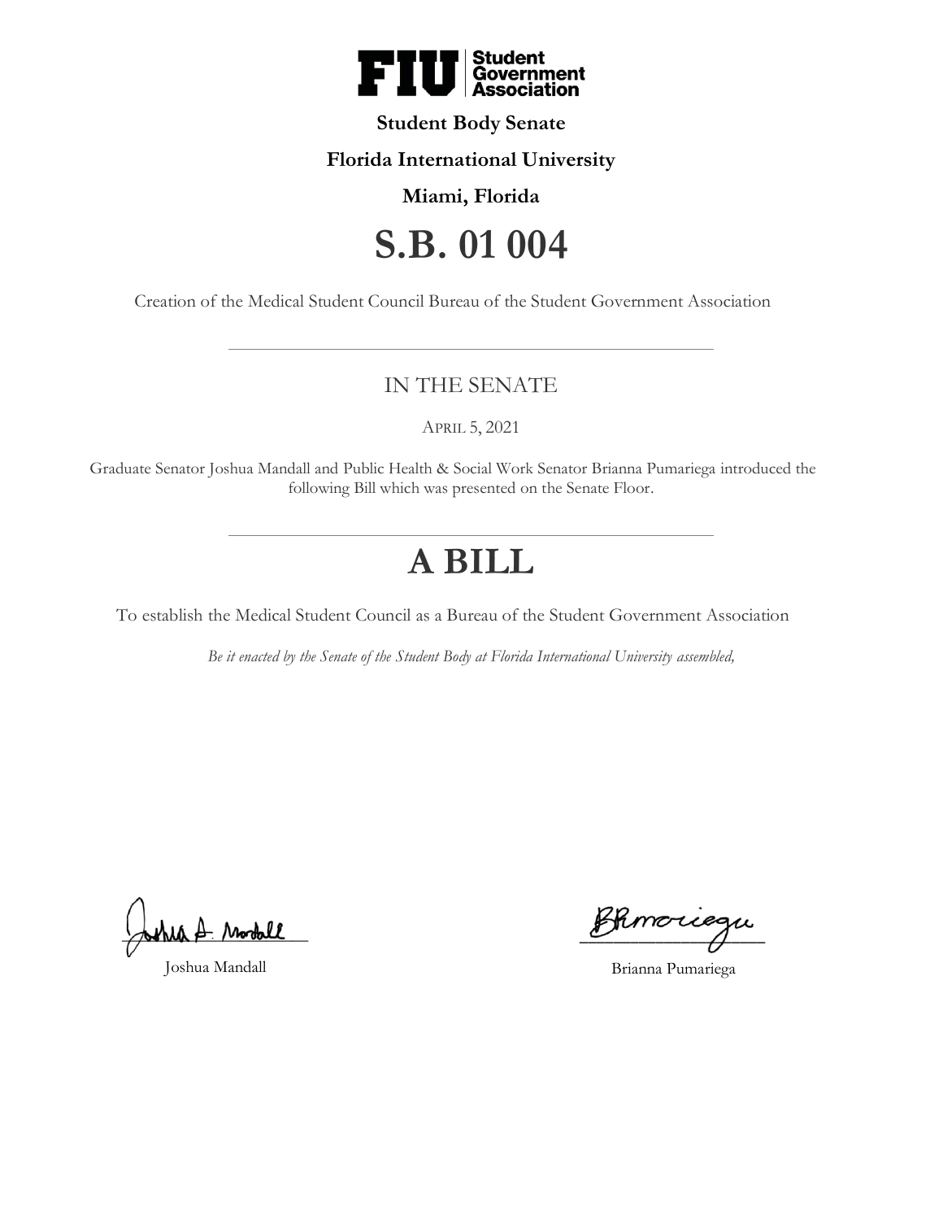FIU Student Government Association

**Student Body Senate**

**Florida International University**

**Miami, Florida**

# S.B. 01 004

Creation of the Medical Student Council Bureau of the Student Government Association

---

## IN THE SENATE

APRIL 5, 2021

Graduate Senator Joshua Mandall and Public Health & Social Work Senator Brianna Pumariega introduced the following Bill which was presented on the Senate Floor.

---

# A BILL

To establish the Medical Student Council as a Bureau of the Student Government Association

*Be it enacted by the Senate of the Student Body at Florida International University assembled,*

______________________
Joshua Mandall

______________________
Brianna Pumariega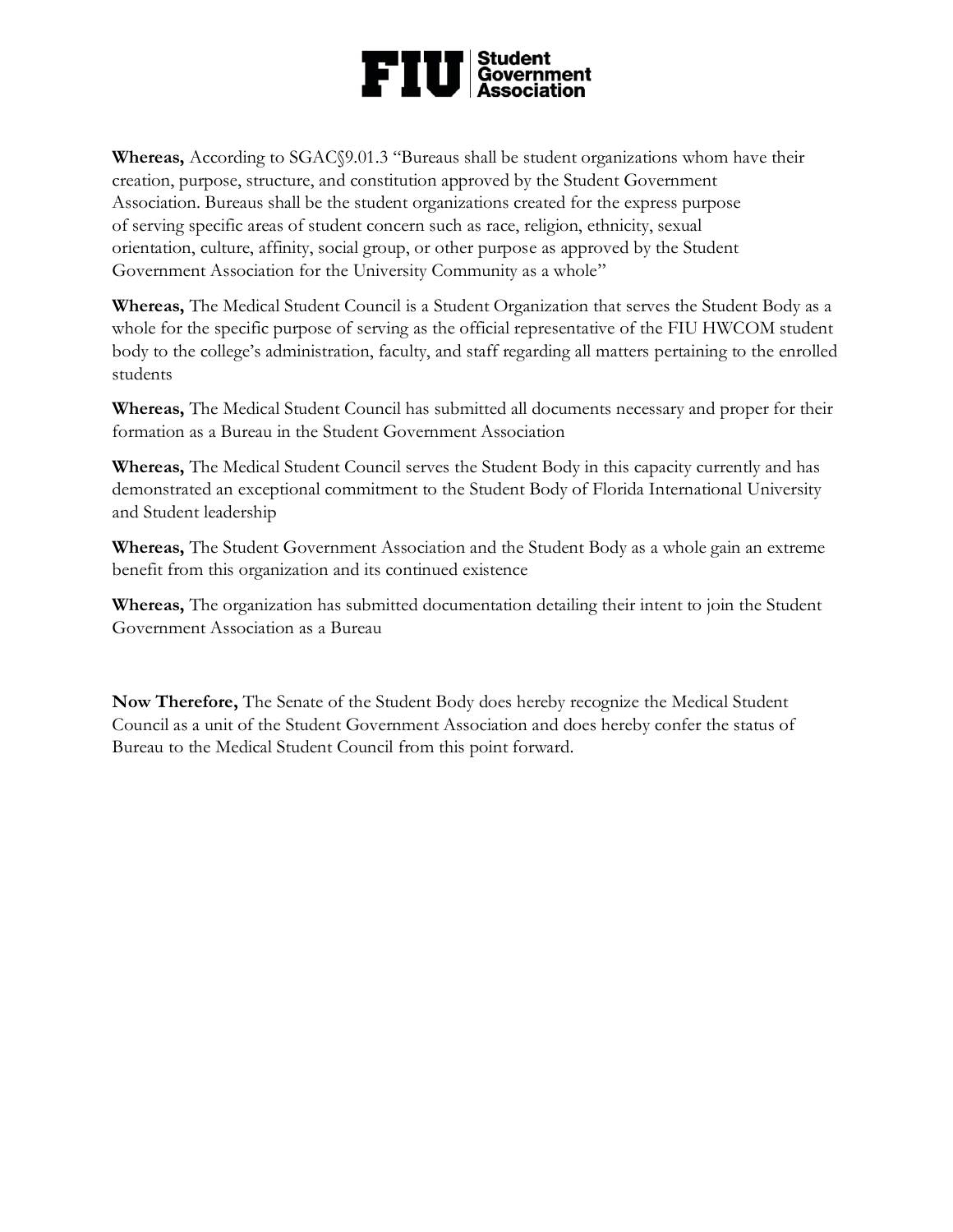**Whereas,** According to SGAC§9.01.3 "Bureaus shall be student organizations whom have their creation, purpose, structure, and constitution approved by the Student Government Association. Bureaus shall be the student organizations created for the express purpose of serving specific areas of student concern such as race, religion, ethnicity, sexual orientation, culture, affinity, social group, or other purpose as approved by the Student Government Association for the University Community as a whole"

**Whereas,** The Medical Student Council is a Student Organization that serves the Student Body as a whole for the specific purpose of serving as the official representative of the FIU HWCOM student body to the college's administration, faculty, and staff regarding all matters pertaining to the enrolled students

**Whereas,** The Medical Student Council has submitted all documents necessary and proper for their formation as a Bureau in the Student Government Association

**Whereas,** The Medical Student Council serves the Student Body in this capacity currently and has demonstrated an exceptional commitment to the Student Body of Florida International University and Student leadership

**Whereas,** The Student Government Association and the Student Body as a whole gain an extreme benefit from this organization and its continued existence

**Whereas,** The organization has submitted documentation detailing their intent to join the Student Government Association as a Bureau

**Now Therefore,** The Senate of the Student Body does hereby recognize the Medical Student Council as a unit of the Student Government Association and does hereby confer the status of Bureau to the Medical Student Council from this point forward.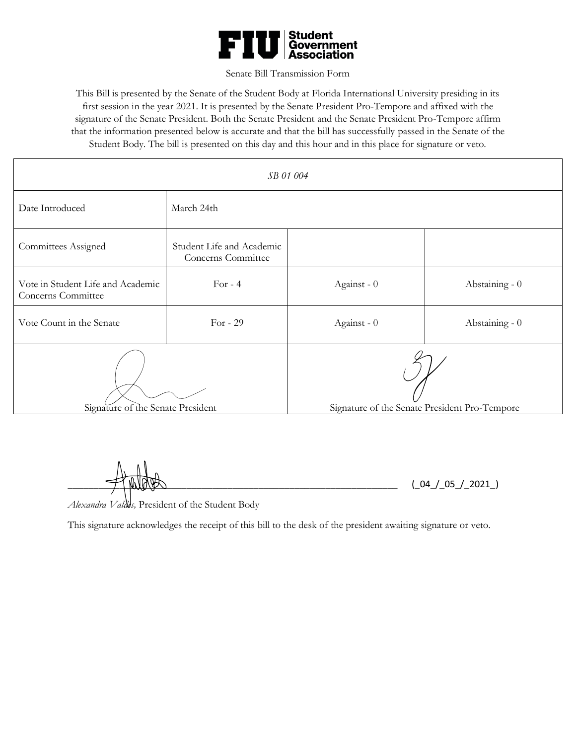FIU Student Government Association

Senate Bill Transmission Form

This Bill is presented by the Senate of the Student Body at Florida International University presiding in its first session in the year 2021. It is presented by the Senate President Pro-Tempore and affixed with the signature of the Senate President. Both the Senate President and the Senate President Pro-Tempore affirm that the information presented below is accurate and that the bill has successfully passed in the Senate of the Student Body. The bill is presented on this day and this hour and in this place for signature or veto.

| *SB 01 004* | | | |
|---|---|---|---|
| Date Introduced | March 24th | | |
| Committees Assigned | Student Life and Academic Concerns Committee | | |
| Vote in Student Life and Academic Concerns Committee | For - 4 | Against - 0 | Abstaining - 0 |
| Vote Count in the Senate | For - 29 | Against - 0 | Abstaining - 0 |
| Signature of the Senate President | | Signature of the Senate President Pro-Tempore | |

______________________________________________ (_04_/_05_/_2021_)

*Alexandra Valdes,* President of the Student Body

This signature acknowledges the receipt of this bill to the desk of the president awaiting signature or veto.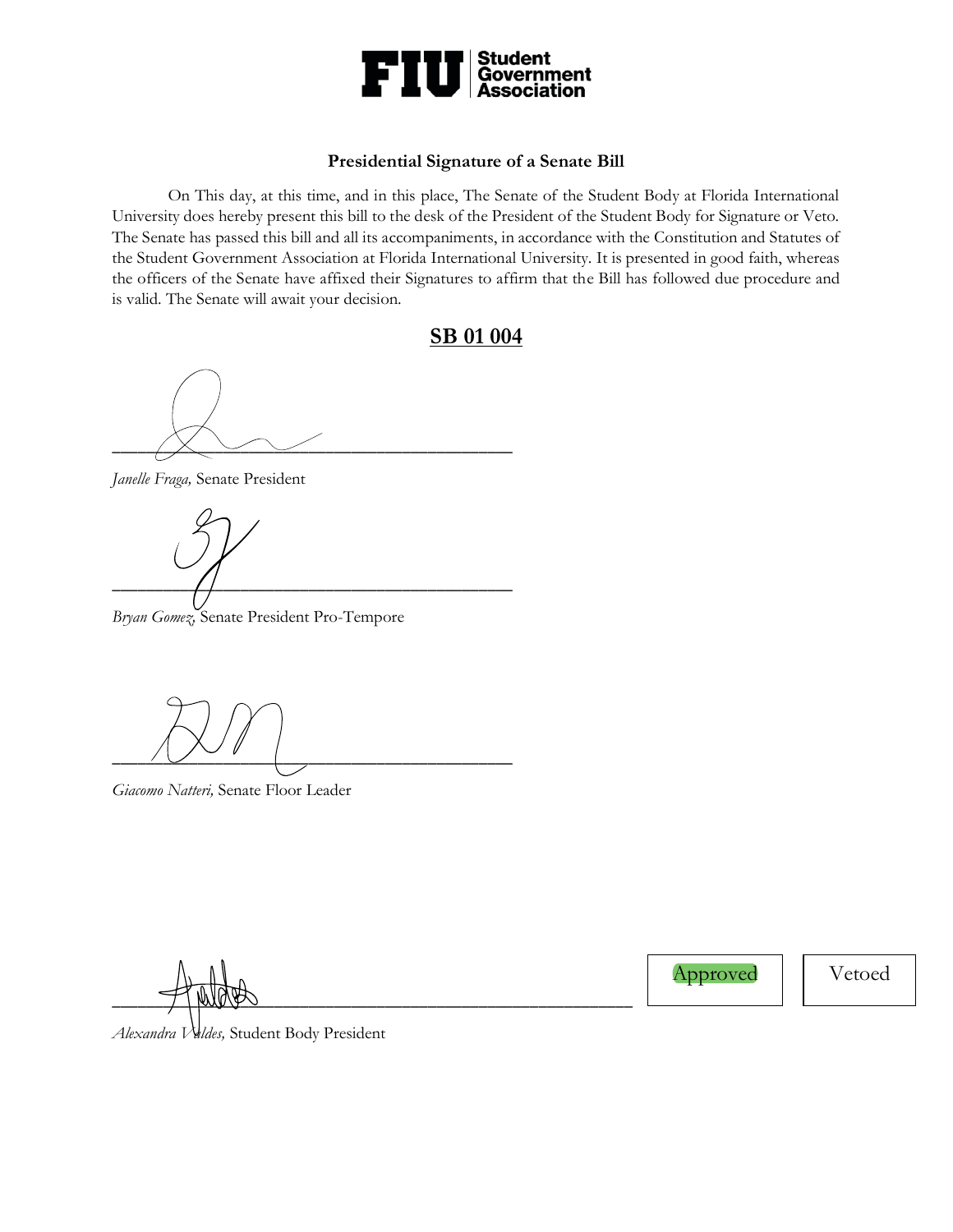**Presidential Signature of a Senate Bill**

On This day, at this time, and in this place, The Senate of the Student Body at Florida International University does hereby present this bill to the desk of the President of the Student Body for Signature or Veto. The Senate has passed this bill and all its accompaniments, in accordance with the Constitution and Statutes of the Student Government Association at Florida International University. It is presented in good faith, whereas the officers of the Senate have affixed their Signatures to affirm that the Bill has followed due procedure and is valid. The Senate will await your decision.

## SB 01 004

\_\_\_\_\_\_\_\_\_\_\_\_\_\_\_\_\_\_\_\_\_\_\_\_\_\_\_\_\_\_\_\_\_\_\_\_\_\_\_\_

*Janelle Fraga,* Senate President

\_\_\_\_\_\_\_\_\_\_\_\_\_\_\_\_\_\_\_\_\_\_\_\_\_\_\_\_\_\_\_\_\_\_\_\_\_\_\_\_

*Bryan Gomez,* Senate President Pro-Tempore

\_\_\_\_\_\_\_\_\_\_\_\_\_\_\_\_\_\_\_\_\_\_\_\_\_\_\_\_\_\_\_\_\_\_\_\_\_\_\_\_

*Giacomo Natteri,* Senate Floor Leader

\_\_\_\_\_\_\_\_\_\_\_\_\_\_\_\_\_\_\_\_\_\_\_\_\_\_\_\_\_\_\_\_\_\_\_\_\_\_\_\_

*Alexandra Valdes,* Student Body President

| Approved (highlighted) | Vetoed |
| --- | --- |